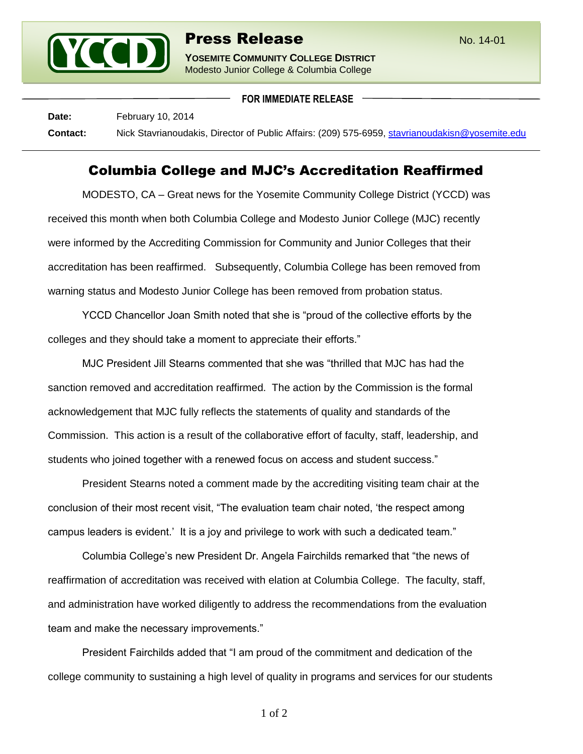**YCCD**

# Press Release

No. 14-01

**YOSEMITE COMMUNITY COLLEGE DISTRICT**
Modesto Junior College & Columbia College

**FOR IMMEDIATE RELEASE**

**Date:** February 10, 2014

**Contact:** Nick Stavrianoudakis, Director of Public Affairs: (209) 575-6959, stavrianoudakisn@yosemite.edu

## Columbia College and MJC's Accreditation Reaffirmed

MODESTO, CA – Great news for the Yosemite Community College District (YCCD) was received this month when both Columbia College and Modesto Junior College (MJC) recently were informed by the Accrediting Commission for Community and Junior Colleges that their accreditation has been reaffirmed. Subsequently, Columbia College has been removed from warning status and Modesto Junior College has been removed from probation status.

YCCD Chancellor Joan Smith noted that she is "proud of the collective efforts by the colleges and they should take a moment to appreciate their efforts."

MJC President Jill Stearns commented that she was "thrilled that MJC has had the sanction removed and accreditation reaffirmed. The action by the Commission is the formal acknowledgement that MJC fully reflects the statements of quality and standards of the Commission. This action is a result of the collaborative effort of faculty, staff, leadership, and students who joined together with a renewed focus on access and student success."

President Stearns noted a comment made by the accrediting visiting team chair at the conclusion of their most recent visit, "The evaluation team chair noted, 'the respect among campus leaders is evident.' It is a joy and privilege to work with such a dedicated team."

Columbia College's new President Dr. Angela Fairchilds remarked that "the news of reaffirmation of accreditation was received with elation at Columbia College. The faculty, staff, and administration have worked diligently to address the recommendations from the evaluation team and make the necessary improvements."

President Fairchilds added that "I am proud of the commitment and dedication of the college community to sustaining a high level of quality in programs and services for our students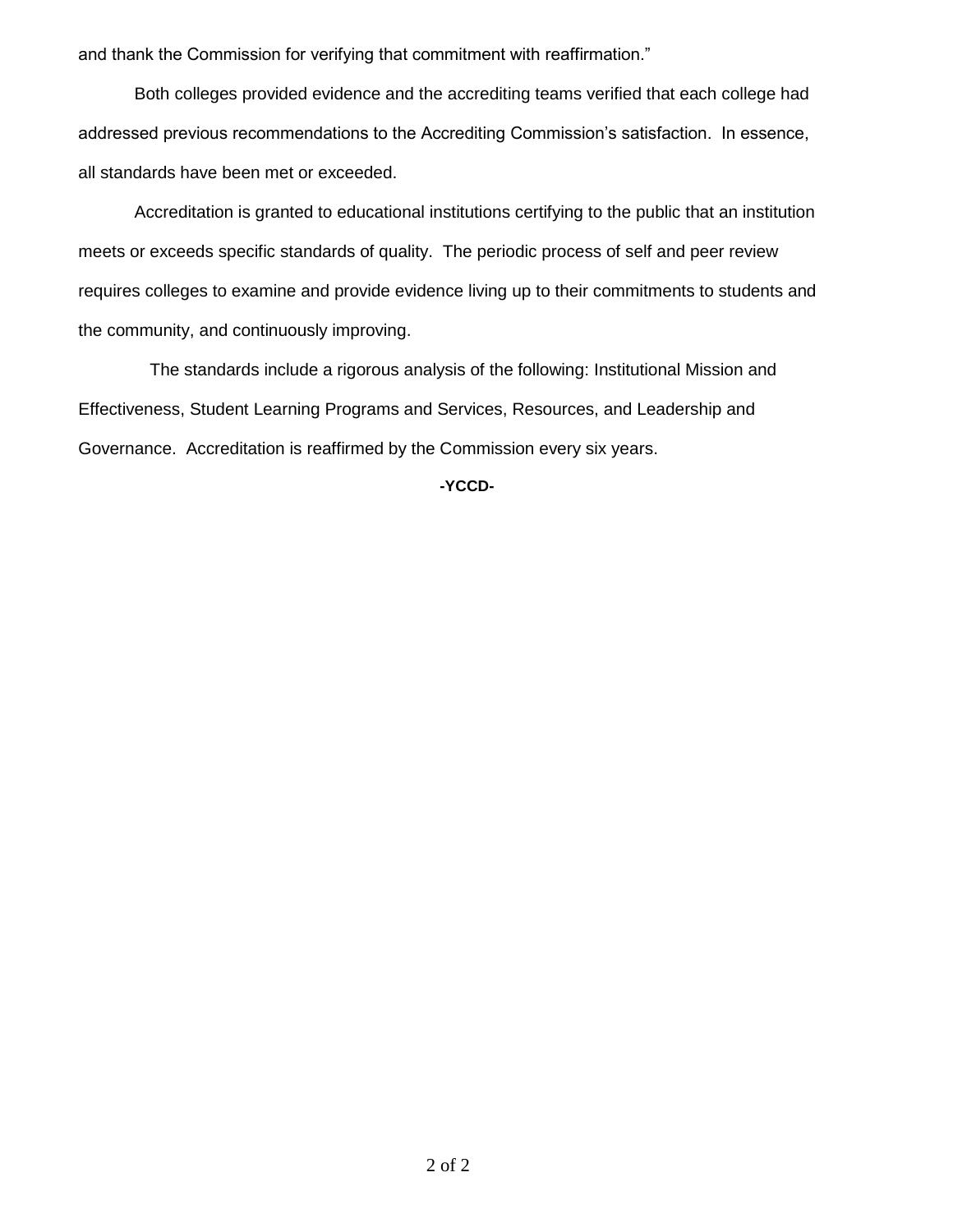and thank the Commission for verifying that commitment with reaffirmation."

Both colleges provided evidence and the accrediting teams verified that each college had addressed previous recommendations to the Accrediting Commission's satisfaction. In essence, all standards have been met or exceeded.

Accreditation is granted to educational institutions certifying to the public that an institution meets or exceeds specific standards of quality. The periodic process of self and peer review requires colleges to examine and provide evidence living up to their commitments to students and the community, and continuously improving.

The standards include a rigorous analysis of the following: Institutional Mission and Effectiveness, Student Learning Programs and Services, Resources, and Leadership and Governance. Accreditation is reaffirmed by the Commission every six years.

**-YCCD-**